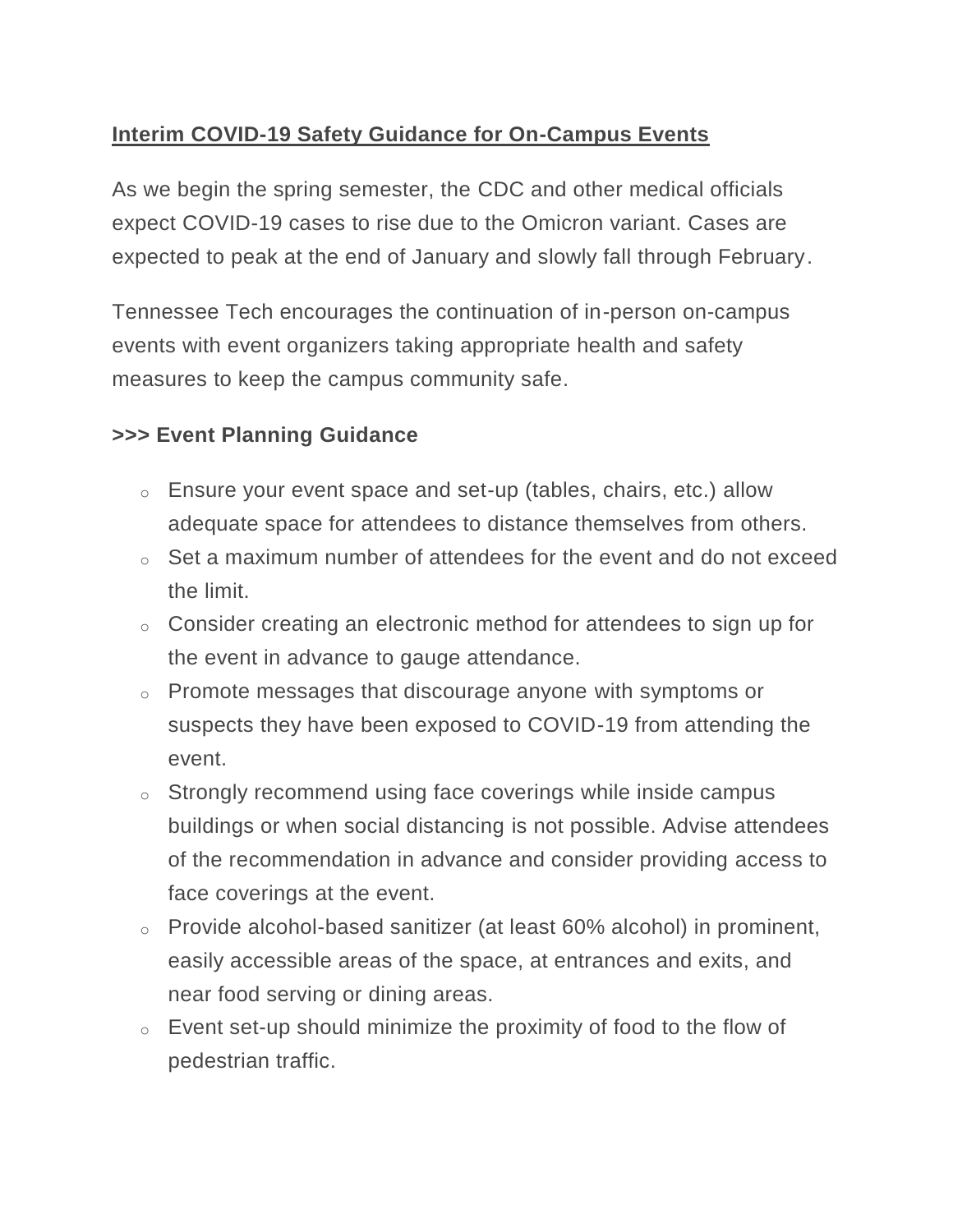## **Interim COVID-19 Safety Guidance for On-Campus Events**

As we begin the spring semester, the CDC and other medical officials expect COVID-19 cases to rise due to the Omicron variant. Cases are expected to peak at the end of January and slowly fall through February.

Tennessee Tech encourages the continuation of in-person on-campus events with event organizers taking appropriate health and safety measures to keep the campus community safe.

### **>>> Event Planning Guidance**

- Ensure your event space and set-up (tables, chairs, etc.) allow adequate space for attendees to distance themselves from others.
- Set a maximum number of attendees for the event and do not exceed the limit.
- Consider creating an electronic method for attendees to sign up for the event in advance to gauge attendance.
- Promote messages that discourage anyone with symptoms or suspects they have been exposed to COVID-19 from attending the event.
- Strongly recommend using face coverings while inside campus buildings or when social distancing is not possible. Advise attendees of the recommendation in advance and consider providing access to face coverings at the event.
- Provide alcohol-based sanitizer (at least 60% alcohol) in prominent, easily accessible areas of the space, at entrances and exits, and near food serving or dining areas.
- Event set-up should minimize the proximity of food to the flow of pedestrian traffic.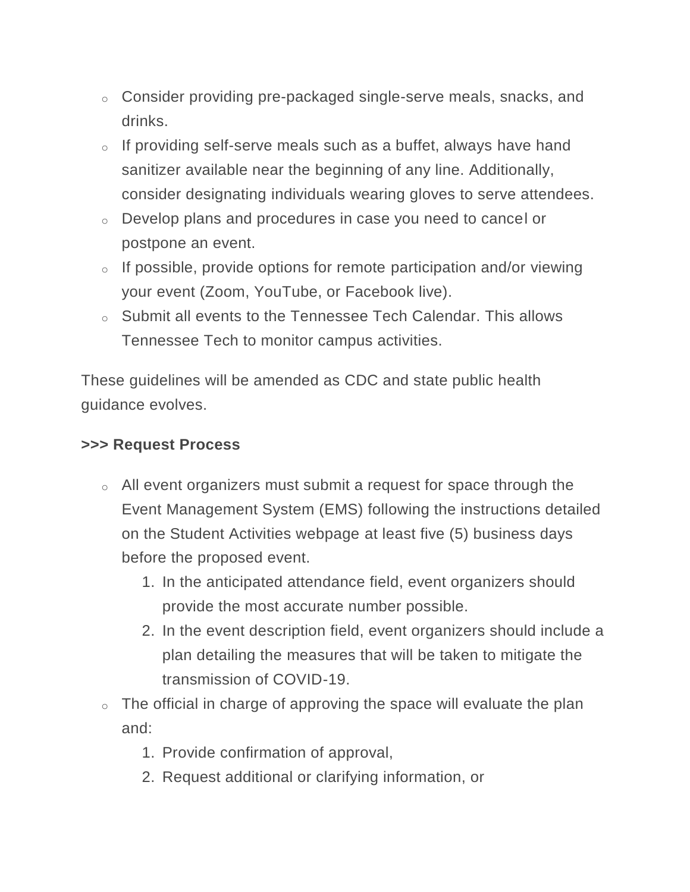- Consider providing pre-packaged single-serve meals, snacks, and drinks.
- If providing self-serve meals such as a buffet, always have hand sanitizer available near the beginning of any line. Additionally, consider designating individuals wearing gloves to serve attendees.
- Develop plans and procedures in case you need to cancel or postpone an event.
- If possible, provide options for remote participation and/or viewing your event (Zoom, YouTube, or Facebook live).
- Submit all events to the Tennessee Tech Calendar. This allows Tennessee Tech to monitor campus activities.

These guidelines will be amended as CDC and state public health guidance evolves.

**>>> Request Process**

- All event organizers must submit a request for space through the Event Management System (EMS) following the instructions detailed on the Student Activities webpage at least five (5) business days before the proposed event.
  1. In the anticipated attendance field, event organizers should provide the most accurate number possible.
  2. In the event description field, event organizers should include a plan detailing the measures that will be taken to mitigate the transmission of COVID-19.
- The official in charge of approving the space will evaluate the plan and:
  1. Provide confirmation of approval,
  2. Request additional or clarifying information, or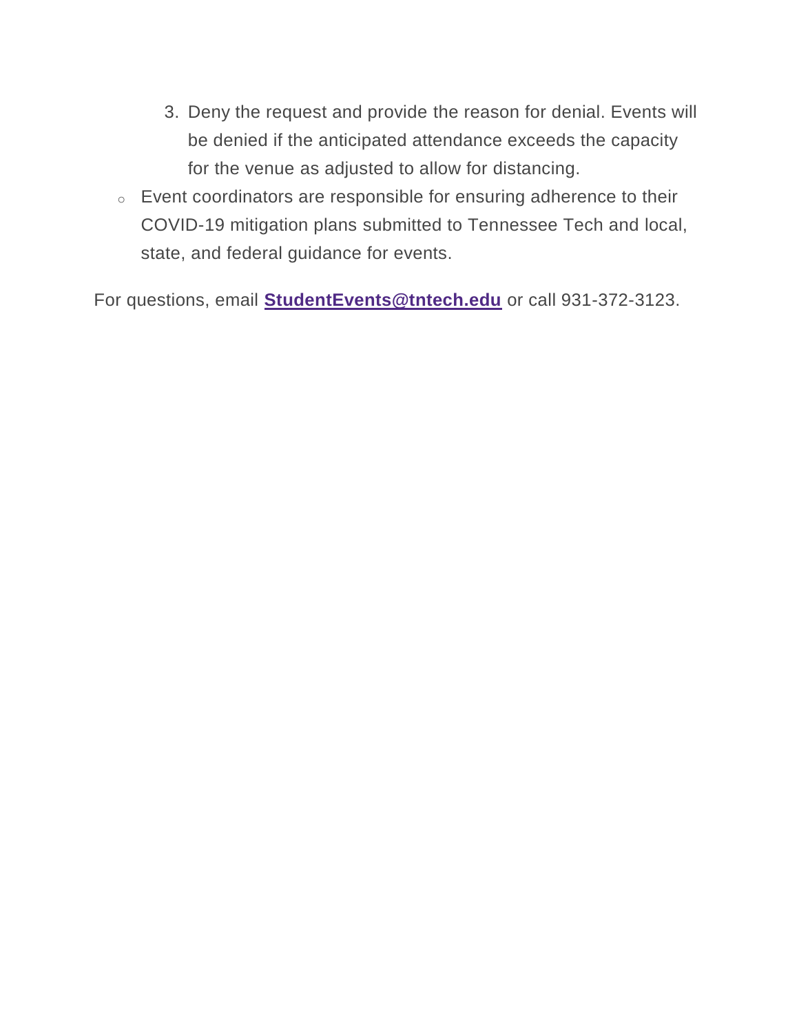3. Deny the request and provide the reason for denial. Events will be denied if the anticipated attendance exceeds the capacity for the venue as adjusted to allow for distancing.

- Event coordinators are responsible for ensuring adherence to their COVID-19 mitigation plans submitted to Tennessee Tech and local, state, and federal guidance for events.

For questions, email **StudentEvents@tntech.edu** or call 931-372-3123.